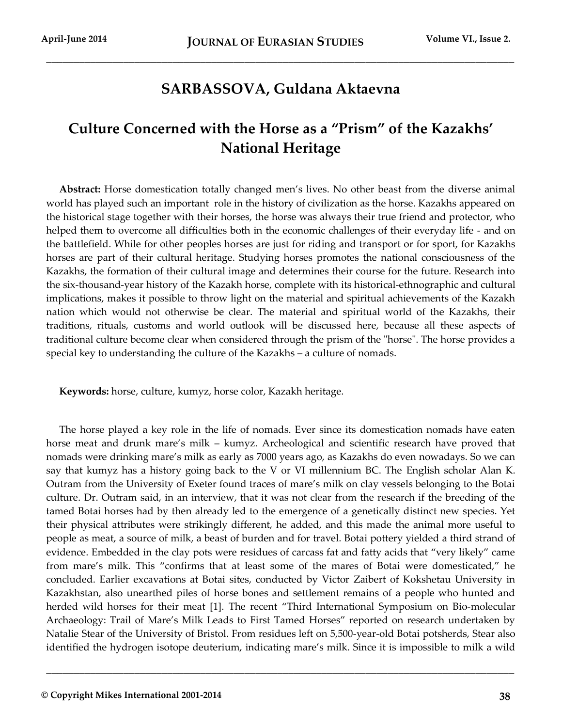## SARBASSOVA, Guldana Aktaevna

# Culture Concerned with the Horse as a "Prism" of the Kazakhs' National Heritage

**Abstract:** Horse domestication totally changed men's lives. No other beast from the diverse animal world has played such an important role in the history of civilization as the horse. Kazakhs appeared on the historical stage together with their horses, the horse was always their true friend and protector, who helped them to overcome all difficulties both in the economic challenges of their everyday life - and on the battlefield. While for other peoples horses are just for riding and transport or for sport, for Kazakhs horses are part of their cultural heritage. Studying horses promotes the national consciousness of the Kazakhs, the formation of their cultural image and determines their course for the future. Research into the six-thousand-year history of the Kazakh horse, complete with its historical-ethnographic and cultural implications, makes it possible to throw light on the material and spiritual achievements of the Kazakh nation which would not otherwise be clear. The material and spiritual world of the Kazakhs, their traditions, rituals, customs and world outlook will be discussed here, because all these aspects of traditional culture become clear when considered through the prism of the "horse". The horse provides a special key to understanding the culture of the Kazakhs – a culture of nomads.

**Keywords:** horse, culture, kumyz, horse color, Kazakh heritage.

The horse played a key role in the life of nomads. Ever since its domestication nomads have eaten horse meat and drunk mare's milk – kumyz. Archeological and scientific research have proved that nomads were drinking mare's milk as early as 7000 years ago, as Kazakhs do even nowadays. So we can say that kumyz has a history going back to the V or VI millennium BC. The English scholar Alan K. Outram from the University of Exeter found traces of mare's milk on clay vessels belonging to the Botai culture. Dr. Outram said, in an interview, that it was not clear from the research if the breeding of the tamed Botai horses had by then already led to the emergence of a genetically distinct new species. Yet their physical attributes were strikingly different, he added, and this made the animal more useful to people as meat, a source of milk, a beast of burden and for travel. Botai pottery yielded a third strand of evidence. Embedded in the clay pots were residues of carcass fat and fatty acids that "very likely" came from mare's milk. This "confirms that at least some of the mares of Botai were domesticated," he concluded. Earlier excavations at Botai sites, conducted by Victor Zaibert of Kokshetau University in Kazakhstan, also unearthed piles of horse bones and settlement remains of a people who hunted and herded wild horses for their meat [1]. The recent "Third International Symposium on Bio-molecular Archaeology: Trail of Mare's Milk Leads to First Tamed Horses" reported on research undertaken by Natalie Stear of the University of Bristol. From residues left on 5,500-year-old Botai potsherds, Stear also identified the hydrogen isotope deuterium, indicating mare's milk. Since it is impossible to milk a wild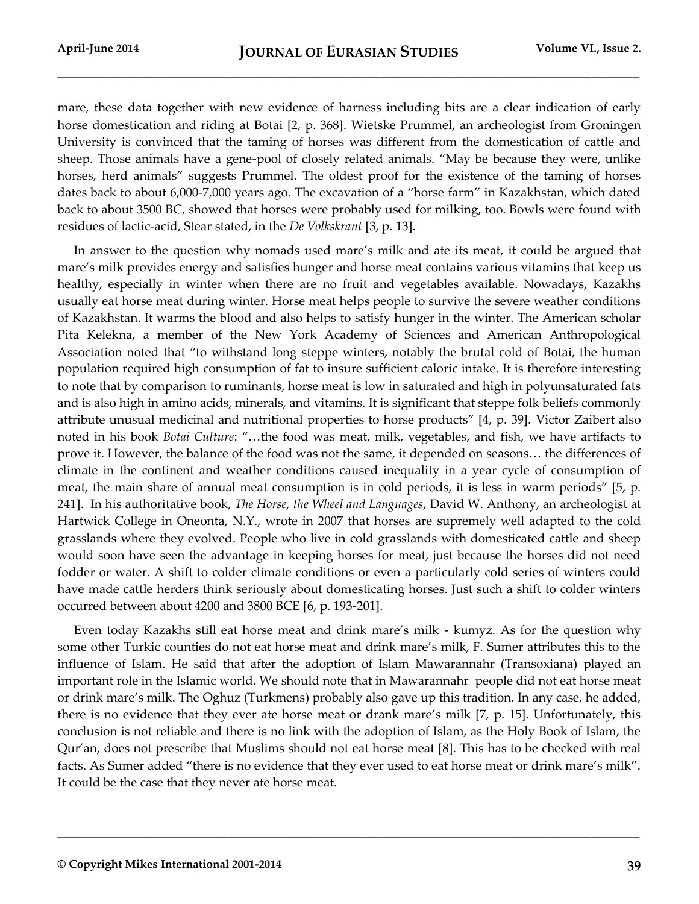mare, these data together with new evidence of harness including bits are a clear indication of early horse domestication and riding at Botai [2, p. 368]. Wietske Prummel, an archeologist from Groningen University is convinced that the taming of horses was different from the domestication of cattle and sheep. Those animals have a gene-pool of closely related animals. "May be because they were, unlike horses, herd animals" suggests Prummel. The oldest proof for the existence of the taming of horses dates back to about 6,000-7,000 years ago. The excavation of a "horse farm" in Kazakhstan, which dated back to about 3500 BC, showed that horses were probably used for milking, too. Bowls were found with residues of lactic-acid, Stear stated, in the *De Volkskrant* [3, p. 13].

In answer to the question why nomads used mare's milk and ate its meat, it could be argued that mare's milk provides energy and satisfies hunger and horse meat contains various vitamins that keep us healthy, especially in winter when there are no fruit and vegetables available. Nowadays, Kazakhs usually eat horse meat during winter. Horse meat helps people to survive the severe weather conditions of Kazakhstan. It warms the blood and also helps to satisfy hunger in the winter. The American scholar Pita Kelekna, a member of the New York Academy of Sciences and American Anthropological Association noted that "to withstand long steppe winters, notably the brutal cold of Botai, the human population required high consumption of fat to insure sufficient caloric intake. It is therefore interesting to note that by comparison to ruminants, horse meat is low in saturated and high in polyunsaturated fats and is also high in amino acids, minerals, and vitamins. It is significant that steppe folk beliefs commonly attribute unusual medicinal and nutritional properties to horse products" [4, p. 39]. Victor Zaibert also noted in his book *Botai Culture*: "…the food was meat, milk, vegetables, and fish, we have artifacts to prove it. However, the balance of the food was not the same, it depended on seasons… the differences of climate in the continent and weather conditions caused inequality in a year cycle of consumption of meat, the main share of annual meat consumption is in cold periods, it is less in warm periods" [5, p. 241]. In his authoritative book, *The Horse, the Wheel and Languages*, David W. Anthony, an archeologist at Hartwick College in Oneonta, N.Y., wrote in 2007 that horses are supremely well adapted to the cold grasslands where they evolved. People who live in cold grasslands with domesticated cattle and sheep would soon have seen the advantage in keeping horses for meat, just because the horses did not need fodder or water. A shift to colder climate conditions or even a particularly cold series of winters could have made cattle herders think seriously about domesticating horses. Just such a shift to colder winters occurred between about 4200 and 3800 BCE [6, p. 193-201].

Even today Kazakhs still eat horse meat and drink mare's milk - kumyz. As for the question why some other Turkic counties do not eat horse meat and drink mare's milk, F. Sumer attributes this to the influence of Islam. He said that after the adoption of Islam Mawarannahr (Transoxiana) played an important role in the Islamic world. We should note that in Mawarannahr people did not eat horse meat or drink mare's milk. The Oghuz (Turkmens) probably also gave up this tradition. In any case, he added, there is no evidence that they ever ate horse meat or drank mare's milk [7, p. 15]. Unfortunately, this conclusion is not reliable and there is no link with the adoption of Islam, as the Holy Book of Islam, the Qur'an, does not prescribe that Muslims should not eat horse meat [8]. This has to be checked with real facts. As Sumer added "there is no evidence that they ever used to eat horse meat or drink mare's milk". It could be the case that they never ate horse meat.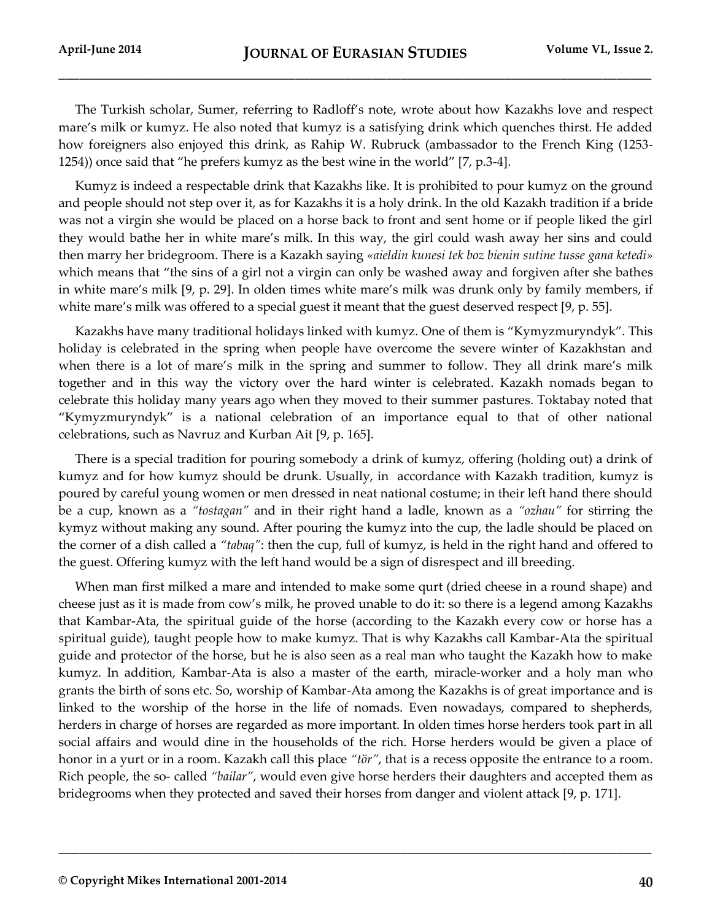The Turkish scholar, Sumer, referring to Radloff's note, wrote about how Kazakhs love and respect mare's milk or kumyz. He also noted that kumyz is a satisfying drink which quenches thirst. He added how foreigners also enjoyed this drink, as Rahip W. Rubruck (ambassador to the French King (1253-1254)) once said that "he prefers kumyz as the best wine in the world" [7, p.3-4].

Kumyz is indeed a respectable drink that Kazakhs like. It is prohibited to pour kumyz on the ground and people should not step over it, as for Kazakhs it is a holy drink. In the old Kazakh tradition if a bride was not a virgin she would be placed on a horse back to front and sent home or if people liked the girl they would bathe her in white mare's milk. In this way, the girl could wash away her sins and could then marry her bridegroom. There is a Kazakh saying *«aieldin kunesi tek boz bienin sutine tusse gana ketedi»* which means that "the sins of a girl not a virgin can only be washed away and forgiven after she bathes in white mare's milk [9, p. 29]. In olden times white mare's milk was drunk only by family members, if white mare's milk was offered to a special guest it meant that the guest deserved respect [9, p. 55].

Kazakhs have many traditional holidays linked with kumyz. One of them is "Kymyzmuryndyk". This holiday is celebrated in the spring when people have overcome the severe winter of Kazakhstan and when there is a lot of mare's milk in the spring and summer to follow. They all drink mare's milk together and in this way the victory over the hard winter is celebrated. Kazakh nomads began to celebrate this holiday many years ago when they moved to their summer pastures. Toktabay noted that "Kymyzmuryndyk" is a national celebration of an importance equal to that of other national celebrations, such as Navruz and Kurban Ait [9, p. 165].

There is a special tradition for pouring somebody a drink of kumyz, offering (holding out) a drink of kumyz and for how kumyz should be drunk. Usually, in accordance with Kazakh tradition, kumyz is poured by careful young women or men dressed in neat national costume; in their left hand there should be a cup, known as a *"tostagan"* and in their right hand a ladle, known as a *"ozhau"* for stirring the kymyz without making any sound. After pouring the kumyz into the cup, the ladle should be placed on the corner of a dish called a *"tabaq"*: then the cup, full of kumyz, is held in the right hand and offered to the guest. Offering kumyz with the left hand would be a sign of disrespect and ill breeding.

When man first milked a mare and intended to make some qurt (dried cheese in a round shape) and cheese just as it is made from cow's milk, he proved unable to do it: so there is a legend among Kazakhs that Kambar-Ata, the spiritual guide of the horse (according to the Kazakh every cow or horse has a spiritual guide), taught people how to make kumyz. That is why Kazakhs call Kambar-Ata the spiritual guide and protector of the horse, but he is also seen as a real man who taught the Kazakh how to make kumyz. In addition, Kambar-Ata is also a master of the earth, miracle-worker and a holy man who grants the birth of sons etc. So, worship of Kambar-Ata among the Kazakhs is of great importance and is linked to the worship of the horse in the life of nomads. Even nowadays, compared to shepherds, herders in charge of horses are regarded as more important. In olden times horse herders took part in all social affairs and would dine in the households of the rich. Horse herders would be given a place of honor in a yurt or in a room. Kazakh call this place *"tör"*, that is a recess opposite the entrance to a room. Rich people, the so- called *"bailar"*, would even give horse herders their daughters and accepted them as bridegrooms when they protected and saved their horses from danger and violent attack [9, p. 171].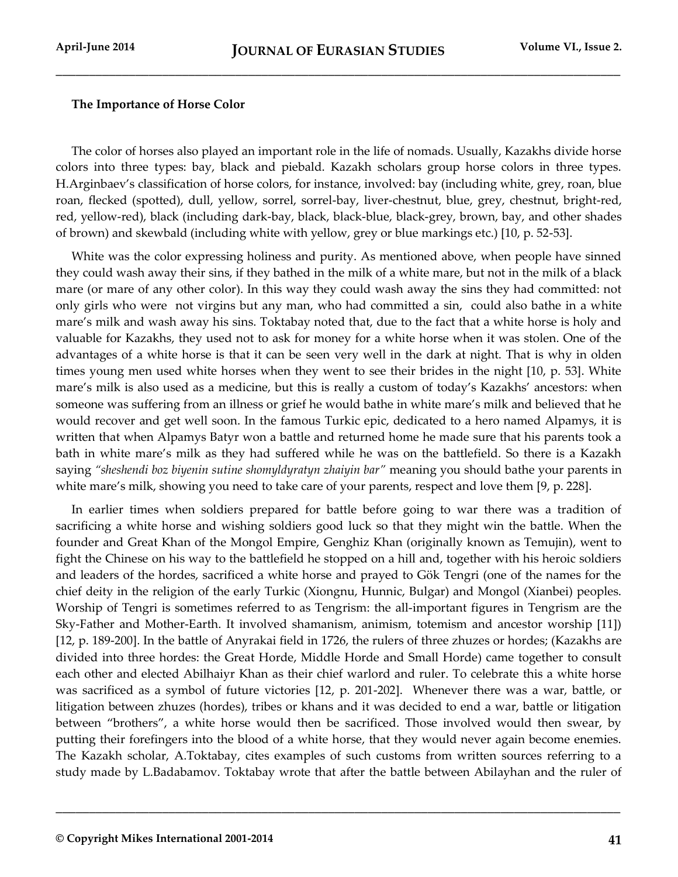**The Importance of Horse Color**

The color of horses also played an important role in the life of nomads. Usually, Kazakhs divide horse colors into three types: bay, black and piebald. Kazakh scholars group horse colors in three types. H.Arginbaev's classification of horse colors, for instance, involved: bay (including white, grey, roan, blue roan, flecked (spotted), dull, yellow, sorrel, sorrel-bay, liver-chestnut, blue, grey, chestnut, bright-red, red, yellow-red), black (including dark-bay, black, black-blue, black-grey, brown, bay, and other shades of brown) and skewbald (including white with yellow, grey or blue markings etc.) [10, p. 52-53].

White was the color expressing holiness and purity. As mentioned above, when people have sinned they could wash away their sins, if they bathed in the milk of a white mare, but not in the milk of a black mare (or mare of any other color). In this way they could wash away the sins they had committed: not only girls who were not virgins but any man, who had committed a sin, could also bathe in a white mare's milk and wash away his sins. Toktabay noted that, due to the fact that a white horse is holy and valuable for Kazakhs, they used not to ask for money for a white horse when it was stolen. One of the advantages of a white horse is that it can be seen very well in the dark at night. That is why in olden times young men used white horses when they went to see their brides in the night [10, p. 53]. White mare's milk is also used as a medicine, but this is really a custom of today's Kazakhs' ancestors: when someone was suffering from an illness or grief he would bathe in white mare's milk and believed that he would recover and get well soon. In the famous Turkic epic, dedicated to a hero named Alpamys, it is written that when Alpamys Batyr won a battle and returned home he made sure that his parents took a bath in white mare's milk as they had suffered while he was on the battlefield. So there is a Kazakh saying *"sheshendi boz biyenin sutine shomyldyratyn zhaiyin bar"* meaning you should bathe your parents in white mare's milk, showing you need to take care of your parents, respect and love them [9, p. 228].

In earlier times when soldiers prepared for battle before going to war there was a tradition of sacrificing a white horse and wishing soldiers good luck so that they might win the battle. When the founder and Great Khan of the Mongol Empire, Genghiz Khan (originally known as Temujin), went to fight the Chinese on his way to the battlefield he stopped on a hill and, together with his heroic soldiers and leaders of the hordes, sacrificed a white horse and prayed to Gök Tengri (one of the names for the chief deity in the religion of the early Turkic (Xiongnu, Hunnic, Bulgar) and Mongol (Xianbei) peoples. Worship of Tengri is sometimes referred to as Tengrism: the all-important figures in Tengrism are the Sky-Father and Mother-Earth. It involved shamanism, animism, totemism and ancestor worship [11]) [12, p. 189-200]. In the battle of Anyrakai field in 1726, the rulers of three zhuzes or hordes; (Kazakhs are divided into three hordes: the Great Horde, Middle Horde and Small Horde) came together to consult each other and elected Abilhaiyr Khan as their chief warlord and ruler. To celebrate this a white horse was sacrificed as a symbol of future victories [12, p. 201-202]. Whenever there was a war, battle, or litigation between zhuzes (hordes), tribes or khans and it was decided to end a war, battle or litigation between "brothers", a white horse would then be sacrificed. Those involved would then swear, by putting their forefingers into the blood of a white horse, that they would never again become enemies. The Kazakh scholar, A.Toktabay, cites examples of such customs from written sources referring to a study made by L.Badabamov. Toktabay wrote that after the battle between Abilayhan and the ruler of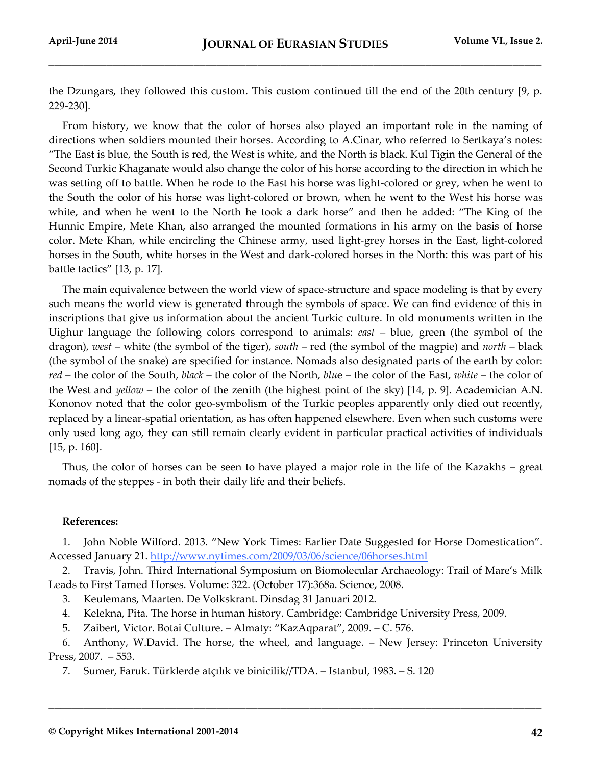the Dzungars, they followed this custom. This custom continued till the end of the 20th century [9, p. 229-230].

From history, we know that the color of horses also played an important role in the naming of directions when soldiers mounted their horses. According to A.Cinar, who referred to Sertkaya's notes: "The East is blue, the South is red, the West is white, and the North is black. Kul Tigin the General of the Second Turkic Khaganate would also change the color of his horse according to the direction in which he was setting off to battle. When he rode to the East his horse was light-colored or grey, when he went to the South the color of his horse was light-colored or brown, when he went to the West his horse was white, and when he went to the North he took a dark horse" and then he added: "The King of the Hunnic Empire, Mete Khan, also arranged the mounted formations in his army on the basis of horse color. Mete Khan, while encircling the Chinese army, used light-grey horses in the East, light-colored horses in the South, white horses in the West and dark-colored horses in the North: this was part of his battle tactics" [13, p. 17].

The main equivalence between the world view of space-structure and space modeling is that by every such means the world view is generated through the symbols of space. We can find evidence of this in inscriptions that give us information about the ancient Turkic culture. In old monuments written in the Uighur language the following colors correspond to animals: *east* – blue, green (the symbol of the dragon), *west* – white (the symbol of the tiger), *south* – red (the symbol of the magpie) and *north* – black (the symbol of the snake) are specified for instance. Nomads also designated parts of the earth by color: *red* – the color of the South, *black* – the color of the North, *blu*e – the color of the East, *white* – the color of the West and *yellow* – the color of the zenith (the highest point of the sky) [14, p. 9]. Academician A.N. Kononov noted that the color geo-symbolism of the Turkic peoples apparently only died out recently, replaced by a linear-spatial orientation, as has often happened elsewhere. Even when such customs were only used long ago, they can still remain clearly evident in particular practical activities of individuals [15, p. 160].

Thus, the color of horses can be seen to have played a major role in the life of the Kazakhs – great nomads of the steppes - in both their daily life and their beliefs.

**References:**

1. John Noble Wilford. 2013. "New York Times: Earlier Date Suggested for Horse Domestication". Accessed January 21. http://www.nytimes.com/2009/03/06/science/06horses.html
2. Travis, John. Third International Symposium on Biomolecular Archaeology: Trail of Mare's Milk Leads to First Tamed Horses. Volume: 322. (October 17):368a. Science, 2008.
3. Keulemans, Maarten. De Volkskrant. Dinsdag 31 Januari 2012.
4. Kelekna, Pita. The horse in human history. Cambridge: Cambridge University Press, 2009.
5. Zaibert, Victor. Botai Culture. – Almaty: "KazAqparat", 2009. – C. 576.
6. Anthony, W.David. The horse, the wheel, and language. – New Jersey: Princeton University Press, 2007. – 553.
7. Sumer, Faruk. Türklerde atçılık ve binicilik//TDA. – Istanbul, 1983. – S. 120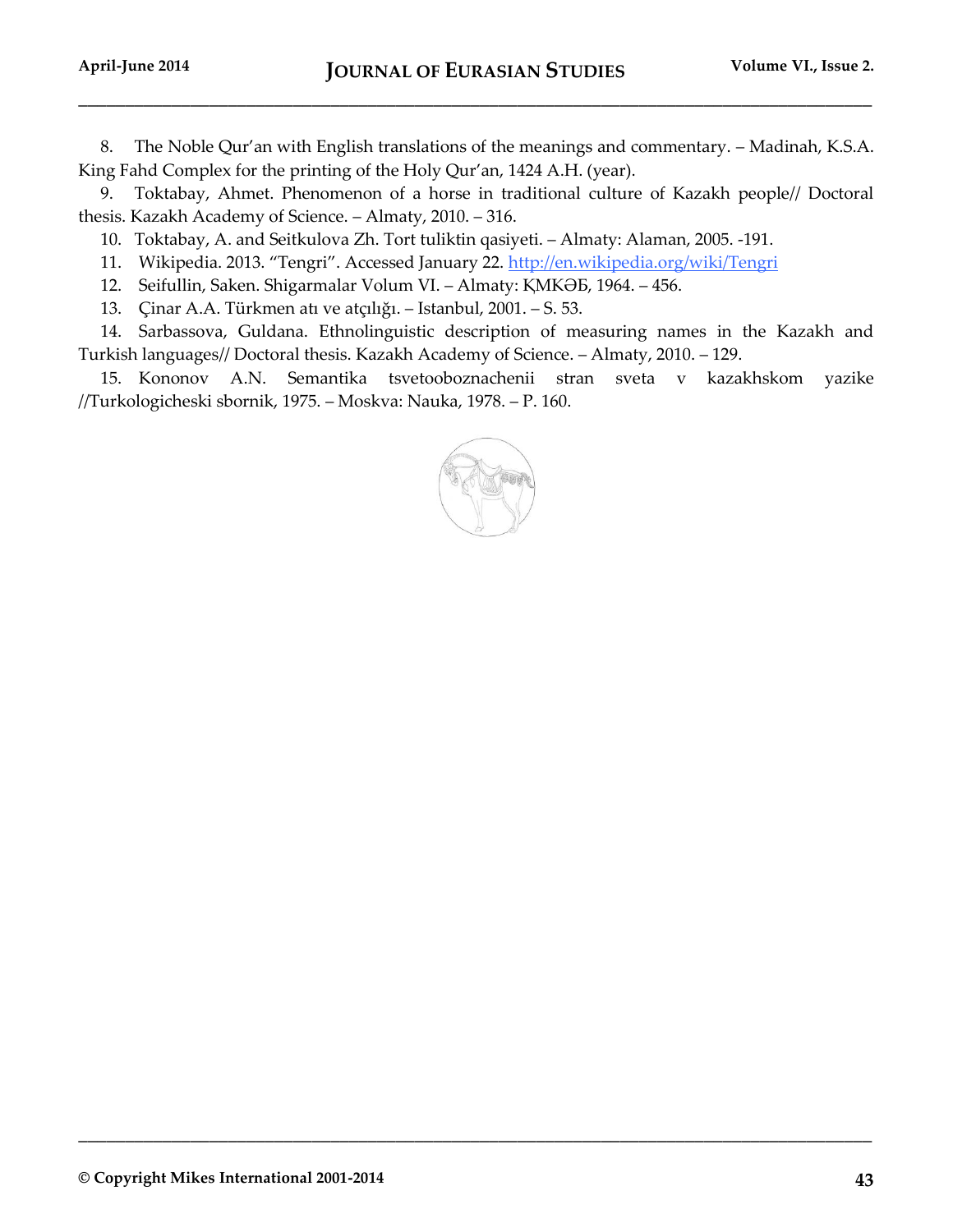8. The Noble Qur'an with English translations of the meanings and commentary. – Madinah, K.S.A. King Fahd Complex for the printing of the Holy Qur'an, 1424 A.H. (year).
9. Toktabay, Ahmet. Phenomenon of a horse in traditional culture of Kazakh people// Doctoral thesis. Kazakh Academy of Science. – Almaty, 2010. – 316.
10. Toktabay, A. and Seitkulova Zh. Tort tuliktin qasiyeti. – Almaty: Alaman, 2005. -191.
11. Wikipedia. 2013. "Tengri". Accessed January 22. http://en.wikipedia.org/wiki/Tengri
12. Seifullin, Saken. Shigarmalar Volum VI. – Almaty: ҚМКӘБ, 1964. – 456.
13. Çinar A.A. Türkmen atı ve atçılığı. – Istanbul, 2001. – S. 53.
14. Sarbassova, Guldana. Ethnolinguistic description of measuring names in the Kazakh and Turkish languages// Doctoral thesis. Kazakh Academy of Science. – Almaty, 2010. – 129.
15. Kononov A.N. Semantika tsvetooboznachenii stran sveta v kazakhskom yazike //Turkologicheski sbornik, 1975. – Moskva: Nauka, 1978. – P. 160.